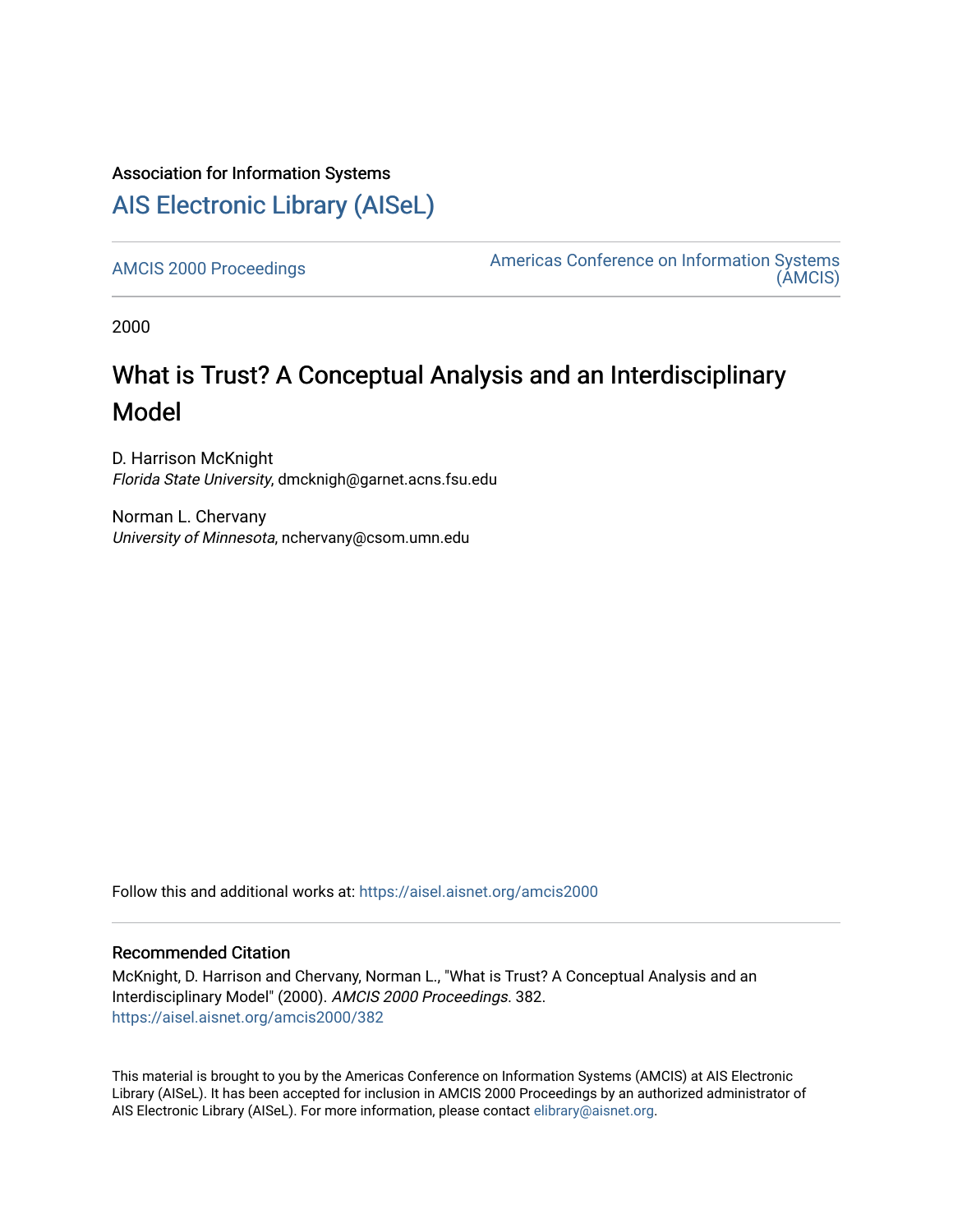Association for Information Systems

# AIS Electronic Library (AISeL)

AMCIS 2000 Proceedings

Americas Conference on Information Systems (AMCIS)

2000

## What is Trust? A Conceptual Analysis and an Interdisciplinary Model

D. Harrison McKnight
*Florida State University*, dmcknigh@garnet.acns.fsu.edu

Norman L. Chervany
*University of Minnesota*, nchervany@csom.umn.edu

Follow this and additional works at: https://aisel.aisnet.org/amcis2000

### Recommended Citation

McKnight, D. Harrison and Chervany, Norman L., "What is Trust? A Conceptual Analysis and an Interdisciplinary Model" (2000). *AMCIS 2000 Proceedings*. 382.
https://aisel.aisnet.org/amcis2000/382

This material is brought to you by the Americas Conference on Information Systems (AMCIS) at AIS Electronic Library (AISeL). It has been accepted for inclusion in AMCIS 2000 Proceedings by an authorized administrator of AIS Electronic Library (AISeL). For more information, please contact elibrary@aisnet.org.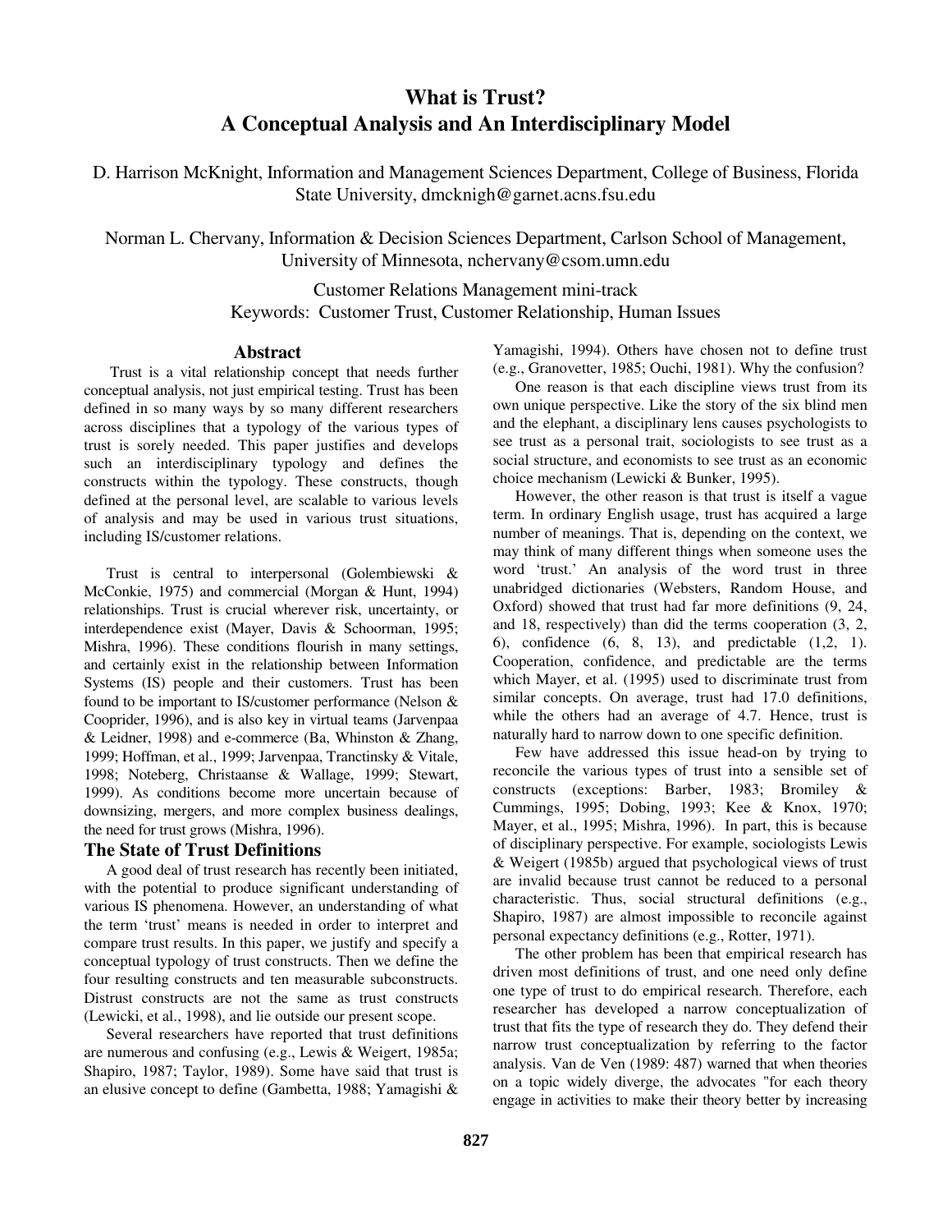# What is Trust? A Conceptual Analysis and An Interdisciplinary Model

D. Harrison McKnight, Information and Management Sciences Department, College of Business, Florida State University, dmcknigh@garnet.acns.fsu.edu

Norman L. Chervany, Information & Decision Sciences Department, Carlson School of Management, University of Minnesota, nchervany@csom.umn.edu

Customer Relations Management mini-track
Keywords: Customer Trust, Customer Relationship, Human Issues

## Abstract

Trust is a vital relationship concept that needs further conceptual analysis, not just empirical testing. Trust has been defined in so many ways by so many different researchers across disciplines that a typology of the various types of trust is sorely needed. This paper justifies and develops such an interdisciplinary typology and defines the constructs within the typology. These constructs, though defined at the personal level, are scalable to various levels of analysis and may be used in various trust situations, including IS/customer relations.

Trust is central to interpersonal (Golembiewski & McConkie, 1975) and commercial (Morgan & Hunt, 1994) relationships. Trust is crucial wherever risk, uncertainty, or interdependence exist (Mayer, Davis & Schoorman, 1995; Mishra, 1996). These conditions flourish in many settings, and certainly exist in the relationship between Information Systems (IS) people and their customers. Trust has been found to be important to IS/customer performance (Nelson & Cooprider, 1996), and is also key in virtual teams (Jarvenpaa & Leidner, 1998) and e-commerce (Ba, Whinston & Zhang, 1999; Hoffman, et al., 1999; Jarvenpaa, Tranctinsky & Vitale, 1998; Noteberg, Christaanse & Wallage, 1999; Stewart, 1999). As conditions become more uncertain because of downsizing, mergers, and more complex business dealings, the need for trust grows (Mishra, 1996).

## The State of Trust Definitions

A good deal of trust research has recently been initiated, with the potential to produce significant understanding of various IS phenomena. However, an understanding of what the term 'trust' means is needed in order to interpret and compare trust results. In this paper, we justify and specify a conceptual typology of trust constructs. Then we define the four resulting constructs and ten measurable subconstructs. Distrust constructs are not the same as trust constructs (Lewicki, et al., 1998), and lie outside our present scope.

Several researchers have reported that trust definitions are numerous and confusing (e.g., Lewis & Weigert, 1985a; Shapiro, 1987; Taylor, 1989). Some have said that trust is an elusive concept to define (Gambetta, 1988; Yamagishi & Yamagishi, 1994). Others have chosen not to define trust (e.g., Granovetter, 1985; Ouchi, 1981). Why the confusion?

One reason is that each discipline views trust from its own unique perspective. Like the story of the six blind men and the elephant, a disciplinary lens causes psychologists to see trust as a personal trait, sociologists to see trust as a social structure, and economists to see trust as an economic choice mechanism (Lewicki & Bunker, 1995).

However, the other reason is that trust is itself a vague term. In ordinary English usage, trust has acquired a large number of meanings. That is, depending on the context, we may think of many different things when someone uses the word 'trust.' An analysis of the word trust in three unabridged dictionaries (Websters, Random House, and Oxford) showed that trust had far more definitions (9, 24, and 18, respectively) than did the terms cooperation (3, 2, 6), confidence (6, 8, 13), and predictable (1,2, 1). Cooperation, confidence, and predictable are the terms which Mayer, et al. (1995) used to discriminate trust from similar concepts. On average, trust had 17.0 definitions, while the others had an average of 4.7. Hence, trust is naturally hard to narrow down to one specific definition.

Few have addressed this issue head-on by trying to reconcile the various types of trust into a sensible set of constructs (exceptions: Barber, 1983; Bromiley & Cummings, 1995; Dobing, 1993; Kee & Knox, 1970; Mayer, et al., 1995; Mishra, 1996). In part, this is because of disciplinary perspective. For example, sociologists Lewis & Weigert (1985b) argued that psychological views of trust are invalid because trust cannot be reduced to a personal characteristic. Thus, social structural definitions (e.g., Shapiro, 1987) are almost impossible to reconcile against personal expectancy definitions (e.g., Rotter, 1971).

The other problem has been that empirical research has driven most definitions of trust, and one need only define one type of trust to do empirical research. Therefore, each researcher has developed a narrow conceptualization of trust that fits the type of research they do. They defend their narrow trust conceptualization by referring to the factor analysis. Van de Ven (1989: 487) warned that when theories on a topic widely diverge, the advocates "for each theory engage in activities to make their theory better by increasing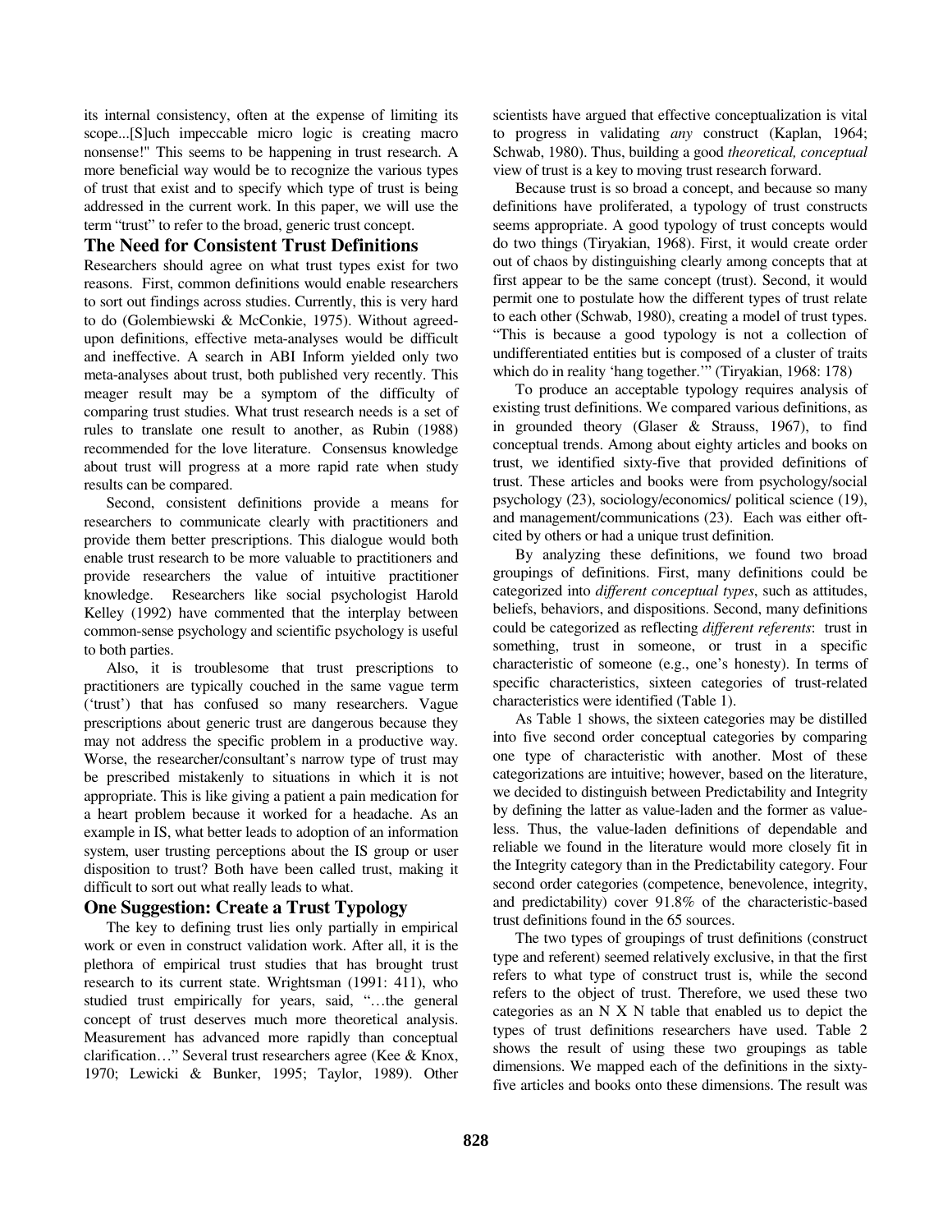its internal consistency, often at the expense of limiting its scope...[S]uch impeccable micro logic is creating macro nonsense!" This seems to be happening in trust research. A more beneficial way would be to recognize the various types of trust that exist and to specify which type of trust is being addressed in the current work. In this paper, we will use the term "trust" to refer to the broad, generic trust concept.

## The Need for Consistent Trust Definitions

Researchers should agree on what trust types exist for two reasons. First, common definitions would enable researchers to sort out findings across studies. Currently, this is very hard to do (Golembiewski & McConkie, 1975). Without agreed-upon definitions, effective meta-analyses would be difficult and ineffective. A search in ABI Inform yielded only two meta-analyses about trust, both published very recently. This meager result may be a symptom of the difficulty of comparing trust studies. What trust research needs is a set of rules to translate one result to another, as Rubin (1988) recommended for the love literature. Consensus knowledge about trust will progress at a more rapid rate when study results can be compared.

Second, consistent definitions provide a means for researchers to communicate clearly with practitioners and provide them better prescriptions. This dialogue would both enable trust research to be more valuable to practitioners and provide researchers the value of intuitive practitioner knowledge. Researchers like social psychologist Harold Kelley (1992) have commented that the interplay between common-sense psychology and scientific psychology is useful to both parties.

Also, it is troublesome that trust prescriptions to practitioners are typically couched in the same vague term ('trust') that has confused so many researchers. Vague prescriptions about generic trust are dangerous because they may not address the specific problem in a productive way. Worse, the researcher/consultant's narrow type of trust may be prescribed mistakenly to situations in which it is not appropriate. This is like giving a patient a pain medication for a heart problem because it worked for a headache. As an example in IS, what better leads to adoption of an information system, user trusting perceptions about the IS group or user disposition to trust? Both have been called trust, making it difficult to sort out what really leads to what.

## One Suggestion: Create a Trust Typology

The key to defining trust lies only partially in empirical work or even in construct validation work. After all, it is the plethora of empirical trust studies that has brought trust research to its current state. Wrightsman (1991: 411), who studied trust empirically for years, said, "…the general concept of trust deserves much more theoretical analysis. Measurement has advanced more rapidly than conceptual clarification…" Several trust researchers agree (Kee & Knox, 1970; Lewicki & Bunker, 1995; Taylor, 1989). Other scientists have argued that effective conceptualization is vital to progress in validating *any* construct (Kaplan, 1964; Schwab, 1980). Thus, building a good *theoretical, conceptual* view of trust is a key to moving trust research forward.

Because trust is so broad a concept, and because so many definitions have proliferated, a typology of trust constructs seems appropriate. A good typology of trust concepts would do two things (Tiryakian, 1968). First, it would create order out of chaos by distinguishing clearly among concepts that at first appear to be the same concept (trust). Second, it would permit one to postulate how the different types of trust relate to each other (Schwab, 1980), creating a model of trust types. "This is because a good typology is not a collection of undifferentiated entities but is composed of a cluster of traits which do in reality 'hang together.'" (Tiryakian, 1968: 178)

To produce an acceptable typology requires analysis of existing trust definitions. We compared various definitions, as in grounded theory (Glaser & Strauss, 1967), to find conceptual trends. Among about eighty articles and books on trust, we identified sixty-five that provided definitions of trust. These articles and books were from psychology/social psychology (23), sociology/economics/ political science (19), and management/communications (23). Each was either oft-cited by others or had a unique trust definition.

By analyzing these definitions, we found two broad groupings of definitions. First, many definitions could be categorized into *different conceptual types*, such as attitudes, beliefs, behaviors, and dispositions. Second, many definitions could be categorized as reflecting *different referents*: trust in something, trust in someone, or trust in a specific characteristic of someone (e.g., one's honesty). In terms of specific characteristics, sixteen categories of trust-related characteristics were identified (Table 1).

As Table 1 shows, the sixteen categories may be distilled into five second order conceptual categories by comparing one type of characteristic with another. Most of these categorizations are intuitive; however, based on the literature, we decided to distinguish between Predictability and Integrity by defining the latter as value-laden and the former as value-less. Thus, the value-laden definitions of dependable and reliable we found in the literature would more closely fit in the Integrity category than in the Predictability category. Four second order categories (competence, benevolence, integrity, and predictability) cover 91.8% of the characteristic-based trust definitions found in the 65 sources.

The two types of groupings of trust definitions (construct type and referent) seemed relatively exclusive, in that the first refers to what type of construct trust is, while the second refers to the object of trust. Therefore, we used these two categories as an N X N table that enabled us to depict the types of trust definitions researchers have used. Table 2 shows the result of using these two groupings as table dimensions. We mapped each of the definitions in the sixty-five articles and books onto these dimensions. The result was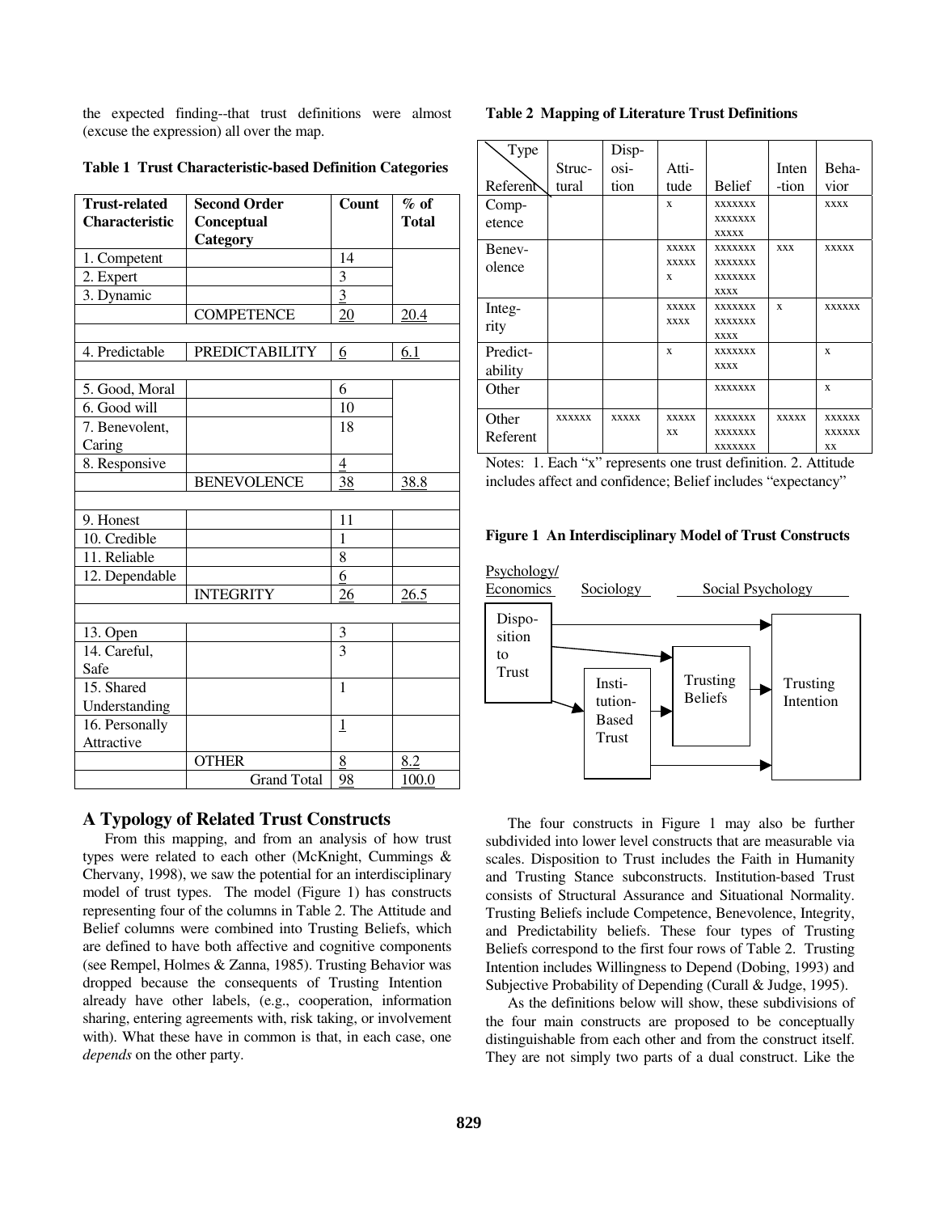the expected finding--that trust definitions were almost (excuse the expression) all over the map.

**Table 1 Trust Characteristic-based Definition Categories**

| Trust-related Characteristic | Second Order Conceptual Category | Count | % of Total |
|---|---|---|---|
| 1. Competent | | 14 | |
| 2. Expert | | 3 | |
| 3. Dynamic | | 3 | |
| | COMPETENCE | 20 | 20.4 |
| | | | |
| 4. Predictable | PREDICTABILITY | 6 | 6.1 |
| | | | |
| 5. Good, Moral | | 6 | |
| 6. Good will | | 10 | |
| 7. Benevolent, Caring | | 18 | |
| 8. Responsive | | 4 | |
| | BENEVOLENCE | 38 | 38.8 |
| | | | |
| 9. Honest | | 11 | |
| 10. Credible | | 1 | |
| 11. Reliable | | 8 | |
| 12. Dependable | | 6 | |
| | INTEGRITY | 26 | 26.5 |
| | | | |
| 13. Open | | 3 | |
| 14. Careful, Safe | | 3 | |
| 15. Shared Understanding | | 1 | |
| 16. Personally Attractive | | 1 | |
| | OTHER | 8 | 8.2 |
| | Grand Total | 98 | 100.0 |

## A Typology of Related Trust Constructs

From this mapping, and from an analysis of how trust types were related to each other (McKnight, Cummings & Chervany, 1998), we saw the potential for an interdisciplinary model of trust types. The model (Figure 1) has constructs representing four of the columns in Table 2. The Attitude and Belief columns were combined into Trusting Beliefs, which are defined to have both affective and cognitive components (see Rempel, Holmes & Zanna, 1985). Trusting Behavior was dropped because the consequents of Trusting Intention already have other labels, (e.g., cooperation, information sharing, entering agreements with, risk taking, or involvement with). What these have in common is that, in each case, one *depends* on the other party.

**Table 2 Mapping of Literature Trust Definitions**

| Referent \ Type | Structural | Dispositon | Attitude | Belief | Intention | Behavior |
|---|---|---|---|---|---|---|
| Competence | | | x | xxxxxxx xxxxxxx xxxxx | | xxxx |
| Benevolence | | | xxxxx xxxxx x | xxxxxxx xxxxxxx xxxxxxx xxxx | xxx | xxxxx |
| Integrity | | | xxxxx xxxx | xxxxxxx xxxxxxx xxxx | x | xxxxxx |
| Predictability | | | x | xxxxxxx xxxx | | x |
| Other | | | | xxxxxxx | | x |
| Other Referent | xxxxxx | xxxxx | xxxxx xx | xxxxxxx xxxxxxx xxxxxxx | xxxxx | xxxxxx xxxxxx xx |

Notes: 1. Each "x" represents one trust definition. 2. Attitude includes affect and confidence; Belief includes "expectancy"

**Figure 1 An Interdisciplinary Model of Trust Constructs**

Psychology/ Economics — Sociology — Social Psychology

Disposition to Trust → Institution-Based Trust → Trusting Beliefs → Trusting Intention

The four constructs in Figure 1 may also be further subdivided into lower level constructs that are measurable via scales. Disposition to Trust includes the Faith in Humanity and Trusting Stance subconstructs. Institution-based Trust consists of Structural Assurance and Situational Normality. Trusting Beliefs include Competence, Benevolence, Integrity, and Predictability beliefs. These four types of Trusting Beliefs correspond to the first four rows of Table 2. Trusting Intention includes Willingness to Depend (Dobing, 1993) and Subjective Probability of Depending (Curall & Judge, 1995).

As the definitions below will show, these subdivisions of the four main constructs are proposed to be conceptually distinguishable from each other and from the construct itself. They are not simply two parts of a dual construct. Like the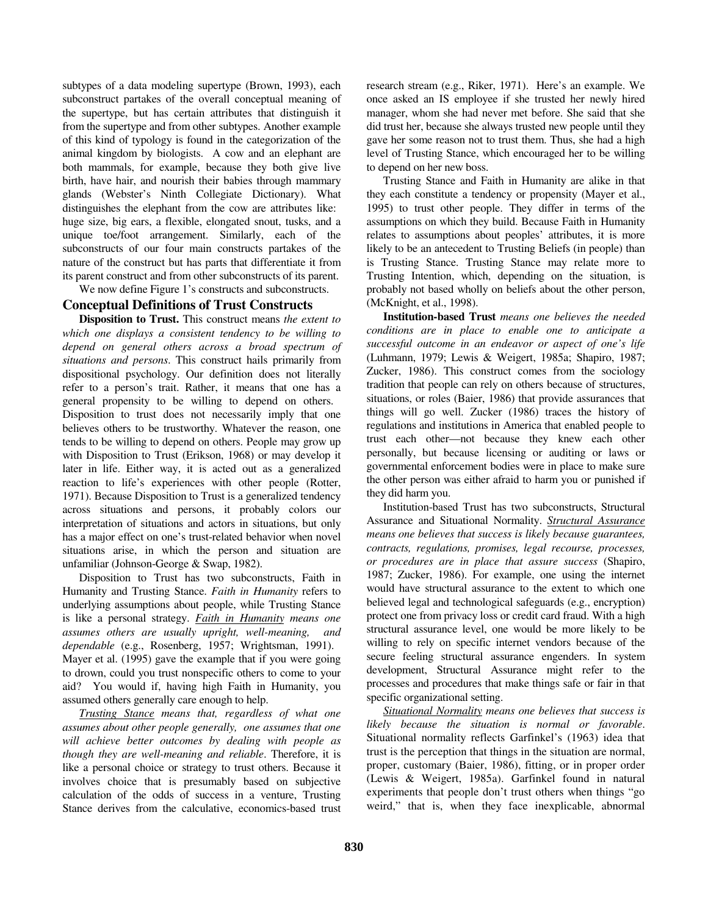subtypes of a data modeling supertype (Brown, 1993), each subconstruct partakes of the overall conceptual meaning of the supertype, but has certain attributes that distinguish it from the supertype and from other subtypes. Another example of this kind of typology is found in the categorization of the animal kingdom by biologists. A cow and an elephant are both mammals, for example, because they both give live birth, have hair, and nourish their babies through mammary glands (Webster's Ninth Collegiate Dictionary). What distinguishes the elephant from the cow are attributes like: huge size, big ears, a flexible, elongated snout, tusks, and a unique toe/foot arrangement. Similarly, each of the subconstructs of our four main constructs partakes of the nature of the construct but has parts that differentiate it from its parent construct and from other subconstructs of its parent.

We now define Figure 1's constructs and subconstructs.

## Conceptual Definitions of Trust Constructs

**Disposition to Trust.** This construct means *the extent to which one displays a consistent tendency to be willing to depend on general others across a broad spectrum of situations and persons*. This construct hails primarily from dispositional psychology. Our definition does not literally refer to a person's trait. Rather, it means that one has a general propensity to be willing to depend on others. Disposition to trust does not necessarily imply that one believes others to be trustworthy. Whatever the reason, one tends to be willing to depend on others. People may grow up with Disposition to Trust (Erikson, 1968) or may develop it later in life. Either way, it is acted out as a generalized reaction to life's experiences with other people (Rotter, 1971). Because Disposition to Trust is a generalized tendency across situations and persons, it probably colors our interpretation of situations and actors in situations, but only has a major effect on one's trust-related behavior when novel situations arise, in which the person and situation are unfamiliar (Johnson-George & Swap, 1982).

Disposition to Trust has two subconstructs, Faith in Humanity and Trusting Stance. *Faith in Humanity* refers to underlying assumptions about people, while Trusting Stance is like a personal strategy. *Faith in Humanity means one assumes others are usually upright, well-meaning, and dependable* (e.g., Rosenberg, 1957; Wrightsman, 1991). Mayer et al. (1995) gave the example that if you were going to drown, could you trust nonspecific others to come to your aid? You would if, having high Faith in Humanity, you assumed others generally care enough to help.

*Trusting Stance means that, regardless of what one assumes about other people generally, one assumes that one will achieve better outcomes by dealing with people as though they are well-meaning and reliable*. Therefore, it is like a personal choice or strategy to trust others. Because it involves choice that is presumably based on subjective calculation of the odds of success in a venture, Trusting Stance derives from the calculative, economics-based trust research stream (e.g., Riker, 1971). Here's an example. We once asked an IS employee if she trusted her newly hired manager, whom she had never met before. She said that she did trust her, because she always trusted new people until they gave her some reason not to trust them. Thus, she had a high level of Trusting Stance, which encouraged her to be willing to depend on her new boss.

Trusting Stance and Faith in Humanity are alike in that they each constitute a tendency or propensity (Mayer et al., 1995) to trust other people. They differ in terms of the assumptions on which they build. Because Faith in Humanity relates to assumptions about peoples' attributes, it is more likely to be an antecedent to Trusting Beliefs (in people) than is Trusting Stance. Trusting Stance may relate more to Trusting Intention, which, depending on the situation, is probably not based wholly on beliefs about the other person, (McKnight, et al., 1998).

**Institution-based Trust** *means one believes the needed conditions are in place to enable one to anticipate a successful outcome in an endeavor or aspect of one's life* (Luhmann, 1979; Lewis & Weigert, 1985a; Shapiro, 1987; Zucker, 1986). This construct comes from the sociology tradition that people can rely on others because of structures, situations, or roles (Baier, 1986) that provide assurances that things will go well. Zucker (1986) traces the history of regulations and institutions in America that enabled people to trust each other—not because they knew each other personally, but because licensing or auditing or laws or governmental enforcement bodies were in place to make sure the other person was either afraid to harm you or punished if they did harm you.

Institution-based Trust has two subconstructs, Structural Assurance and Situational Normality. *Structural Assurance means one believes that success is likely because guarantees, contracts, regulations, promises, legal recourse, processes, or procedures are in place that assure success* (Shapiro, 1987; Zucker, 1986). For example, one using the internet would have structural assurance to the extent to which one believed legal and technological safeguards (e.g., encryption) protect one from privacy loss or credit card fraud. With a high structural assurance level, one would be more likely to be willing to rely on specific internet vendors because of the secure feeling structural assurance engenders. In system development, Structural Assurance might refer to the processes and procedures that make things safe or fair in that specific organizational setting.

*Situational Normality means one believes that success is likely because the situation is normal or favorable*. Situational normality reflects Garfinkel's (1963) idea that trust is the perception that things in the situation are normal, proper, customary (Baier, 1986), fitting, or in proper order (Lewis & Weigert, 1985a). Garfinkel found in natural experiments that people don't trust others when things "go weird," that is, when they face inexplicable, abnormal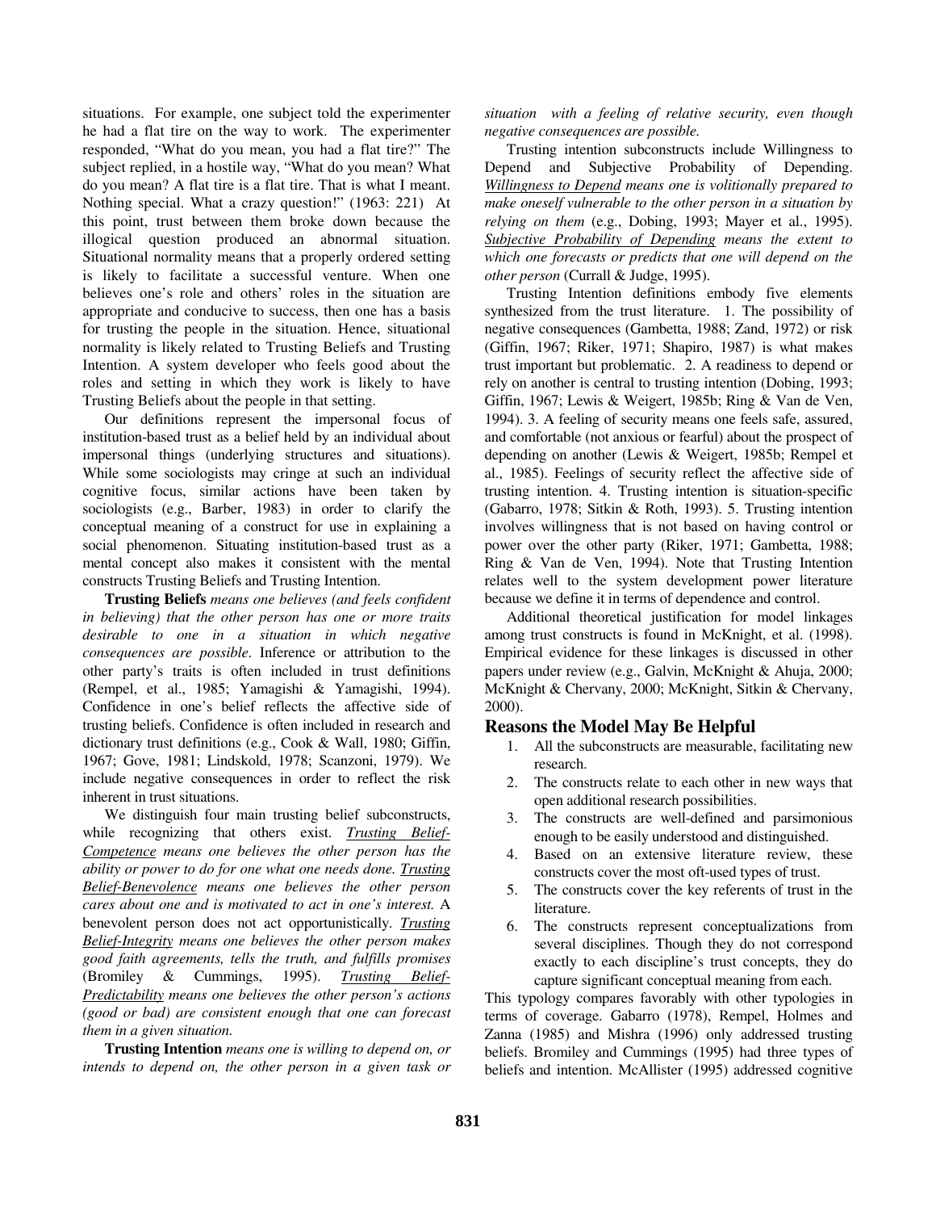situations. For example, one subject told the experimenter he had a flat tire on the way to work. The experimenter responded, "What do you mean, you had a flat tire?" The subject replied, in a hostile way, "What do you mean? What do you mean? A flat tire is a flat tire. That is what I meant. Nothing special. What a crazy question!" (1963: 221) At this point, trust between them broke down because the illogical question produced an abnormal situation. Situational normality means that a properly ordered setting is likely to facilitate a successful venture. When one believes one's role and others' roles in the situation are appropriate and conducive to success, then one has a basis for trusting the people in the situation. Hence, situational normality is likely related to Trusting Beliefs and Trusting Intention. A system developer who feels good about the roles and setting in which they work is likely to have Trusting Beliefs about the people in that setting.

Our definitions represent the impersonal focus of institution-based trust as a belief held by an individual about impersonal things (underlying structures and situations). While some sociologists may cringe at such an individual cognitive focus, similar actions have been taken by sociologists (e.g., Barber, 1983) in order to clarify the conceptual meaning of a construct for use in explaining a social phenomenon. Situating institution-based trust as a mental concept also makes it consistent with the mental constructs Trusting Beliefs and Trusting Intention.

**Trusting Beliefs** *means one believes (and feels confident in believing) that the other person has one or more traits desirable to one in a situation in which negative consequences are possible.* Inference or attribution to the other party's traits is often included in trust definitions (Rempel, et al., 1985; Yamagishi & Yamagishi, 1994). Confidence in one's belief reflects the affective side of trusting beliefs. Confidence is often included in research and dictionary trust definitions (e.g., Cook & Wall, 1980; Giffin, 1967; Gove, 1981; Lindskold, 1978; Scanzoni, 1979). We include negative consequences in order to reflect the risk inherent in trust situations.

We distinguish four main trusting belief subconstructs, while recognizing that others exist. *Trusting Belief-Competence means one believes the other person has the ability or power to do for one what one needs done. Trusting Belief-Benevolence means one believes the other person cares about one and is motivated to act in one's interest.* A benevolent person does not act opportunistically. *Trusting Belief-Integrity means one believes the other person makes good faith agreements, tells the truth, and fulfills promises* (Bromiley & Cummings, 1995). *Trusting Belief-Predictability means one believes the other person's actions (good or bad) are consistent enough that one can forecast them in a given situation.*

**Trusting Intention** *means one is willing to depend on, or intends to depend on, the other person in a given task or situation with a feeling of relative security, even though negative consequences are possible.*

Trusting intention subconstructs include Willingness to Depend and Subjective Probability of Depending. *Willingness to Depend means one is volitionally prepared to make oneself vulnerable to the other person in a situation by relying on them* (e.g., Dobing, 1993; Mayer et al., 1995). *Subjective Probability of Depending means the extent to which one forecasts or predicts that one will depend on the other person* (Currall & Judge, 1995).

Trusting Intention definitions embody five elements synthesized from the trust literature. 1. The possibility of negative consequences (Gambetta, 1988; Zand, 1972) or risk (Giffin, 1967; Riker, 1971; Shapiro, 1987) is what makes trust important but problematic. 2. A readiness to depend or rely on another is central to trusting intention (Dobing, 1993; Giffin, 1967; Lewis & Weigert, 1985b; Ring & Van de Ven, 1994). 3. A feeling of security means one feels safe, assured, and comfortable (not anxious or fearful) about the prospect of depending on another (Lewis & Weigert, 1985b; Rempel et al., 1985). Feelings of security reflect the affective side of trusting intention. 4. Trusting intention is situation-specific (Gabarro, 1978; Sitkin & Roth, 1993). 5. Trusting intention involves willingness that is not based on having control or power over the other party (Riker, 1971; Gambetta, 1988; Ring & Van de Ven, 1994). Note that Trusting Intention relates well to the system development power literature because we define it in terms of dependence and control.

Additional theoretical justification for model linkages among trust constructs is found in McKnight, et al. (1998). Empirical evidence for these linkages is discussed in other papers under review (e.g., Galvin, McKnight & Ahuja, 2000; McKnight & Chervany, 2000; McKnight, Sitkin & Chervany, 2000).

## Reasons the Model May Be Helpful

1. All the subconstructs are measurable, facilitating new research.
2. The constructs relate to each other in new ways that open additional research possibilities.
3. The constructs are well-defined and parsimonious enough to be easily understood and distinguished.
4. Based on an extensive literature review, these constructs cover the most oft-used types of trust.
5. The constructs cover the key referents of trust in the literature.
6. The constructs represent conceptualizations from several disciplines. Though they do not correspond exactly to each discipline's trust concepts, they do capture significant conceptual meaning from each.

This typology compares favorably with other typologies in terms of coverage. Gabarro (1978), Rempel, Holmes and Zanna (1985) and Mishra (1996) only addressed trusting beliefs. Bromiley and Cummings (1995) had three types of beliefs and intention. McAllister (1995) addressed cognitive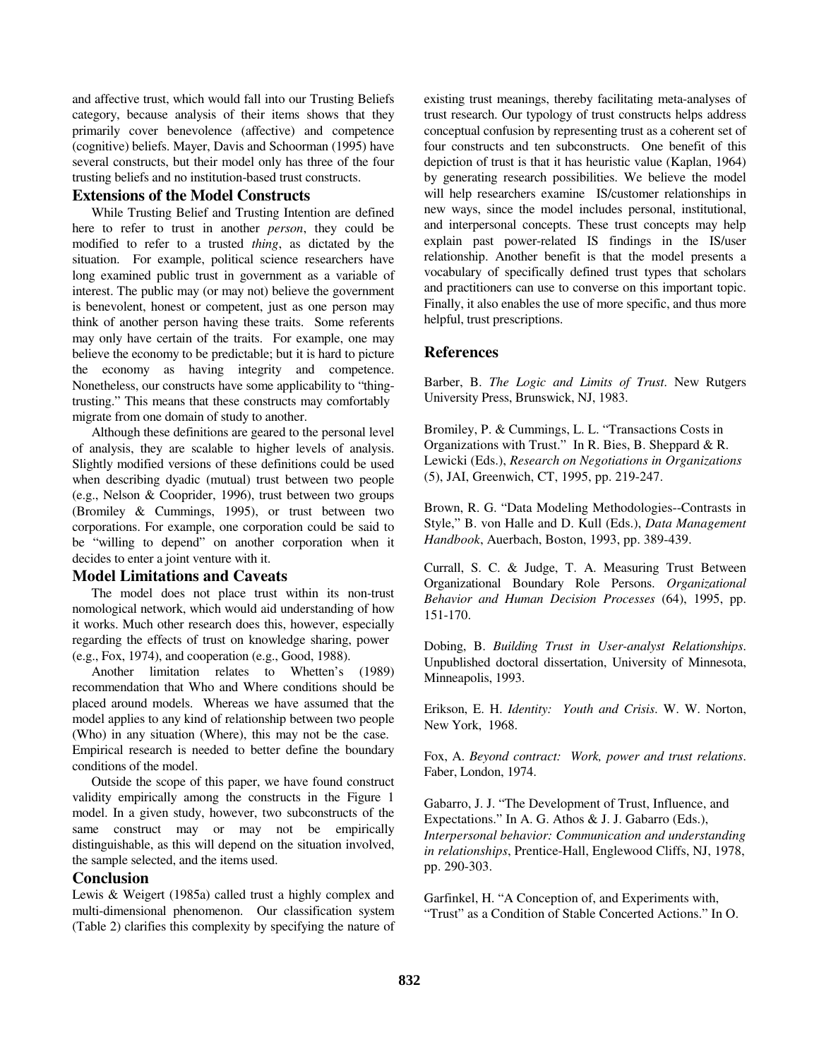and affective trust, which would fall into our Trusting Beliefs category, because analysis of their items shows that they primarily cover benevolence (affective) and competence (cognitive) beliefs. Mayer, Davis and Schoorman (1995) have several constructs, but their model only has three of the four trusting beliefs and no institution-based trust constructs.

### Extensions of the Model Constructs

While Trusting Belief and Trusting Intention are defined here to refer to trust in another *person*, they could be modified to refer to a trusted *thing*, as dictated by the situation. For example, political science researchers have long examined public trust in government as a variable of interest. The public may (or may not) believe the government is benevolent, honest or competent, just as one person may think of another person having these traits. Some referents may only have certain of the traits. For example, one may believe the economy to be predictable; but it is hard to picture the economy as having integrity and competence. Nonetheless, our constructs have some applicability to "thing-trusting." This means that these constructs may comfortably migrate from one domain of study to another.

Although these definitions are geared to the personal level of analysis, they are scalable to higher levels of analysis. Slightly modified versions of these definitions could be used when describing dyadic (mutual) trust between two people (e.g., Nelson & Cooprider, 1996), trust between two groups (Bromiley & Cummings, 1995), or trust between two corporations. For example, one corporation could be said to be "willing to depend" on another corporation when it decides to enter a joint venture with it.

### Model Limitations and Caveats

The model does not place trust within its non-trust nomological network, which would aid understanding of how it works. Much other research does this, however, especially regarding the effects of trust on knowledge sharing, power (e.g., Fox, 1974), and cooperation (e.g., Good, 1988).

Another limitation relates to Whetten's (1989) recommendation that Who and Where conditions should be placed around models. Whereas we have assumed that the model applies to any kind of relationship between two people (Who) in any situation (Where), this may not be the case. Empirical research is needed to better define the boundary conditions of the model.

Outside the scope of this paper, we have found construct validity empirically among the constructs in the Figure 1 model. In a given study, however, two subconstructs of the same construct may or may not be empirically distinguishable, as this will depend on the situation involved, the sample selected, and the items used.

### Conclusion

Lewis & Weigert (1985a) called trust a highly complex and multi-dimensional phenomenon. Our classification system (Table 2) clarifies this complexity by specifying the nature of existing trust meanings, thereby facilitating meta-analyses of trust research. Our typology of trust constructs helps address conceptual confusion by representing trust as a coherent set of four constructs and ten subconstructs. One benefit of this depiction of trust is that it has heuristic value (Kaplan, 1964) by generating research possibilities. We believe the model will help researchers examine IS/customer relationships in new ways, since the model includes personal, institutional, and interpersonal concepts. These trust concepts may help explain past power-related IS findings in the IS/user relationship. Another benefit is that the model presents a vocabulary of specifically defined trust types that scholars and practitioners can use to converse on this important topic. Finally, it also enables the use of more specific, and thus more helpful, trust prescriptions.

## References

Barber, B. *The Logic and Limits of Trust*. New Rutgers University Press, Brunswick, NJ, 1983.

Bromiley, P. & Cummings, L. L. "Transactions Costs in Organizations with Trust." In R. Bies, B. Sheppard & R. Lewicki (Eds.), *Research on Negotiations in Organizations* (5), JAI, Greenwich, CT, 1995, pp. 219-247.

Brown, R. G. "Data Modeling Methodologies--Contrasts in Style," B. von Halle and D. Kull (Eds.), *Data Management Handbook*, Auerbach, Boston, 1993, pp. 389-439.

Currall, S. C. & Judge, T. A. Measuring Trust Between Organizational Boundary Role Persons. *Organizational Behavior and Human Decision Processes* (64), 1995, pp. 151-170.

Dobing, B. *Building Trust in User-analyst Relationships*. Unpublished doctoral dissertation, University of Minnesota, Minneapolis, 1993.

Erikson, E. H. *Identity: Youth and Crisis*. W. W. Norton, New York, 1968.

Fox, A. *Beyond contract: Work, power and trust relations*. Faber, London, 1974.

Gabarro, J. J. "The Development of Trust, Influence, and Expectations." In A. G. Athos & J. J. Gabarro (Eds.), *Interpersonal behavior: Communication and understanding in relationships*, Prentice-Hall, Englewood Cliffs, NJ, 1978, pp. 290-303.

Garfinkel, H. "A Conception of, and Experiments with, "Trust" as a Condition of Stable Concerted Actions." In O.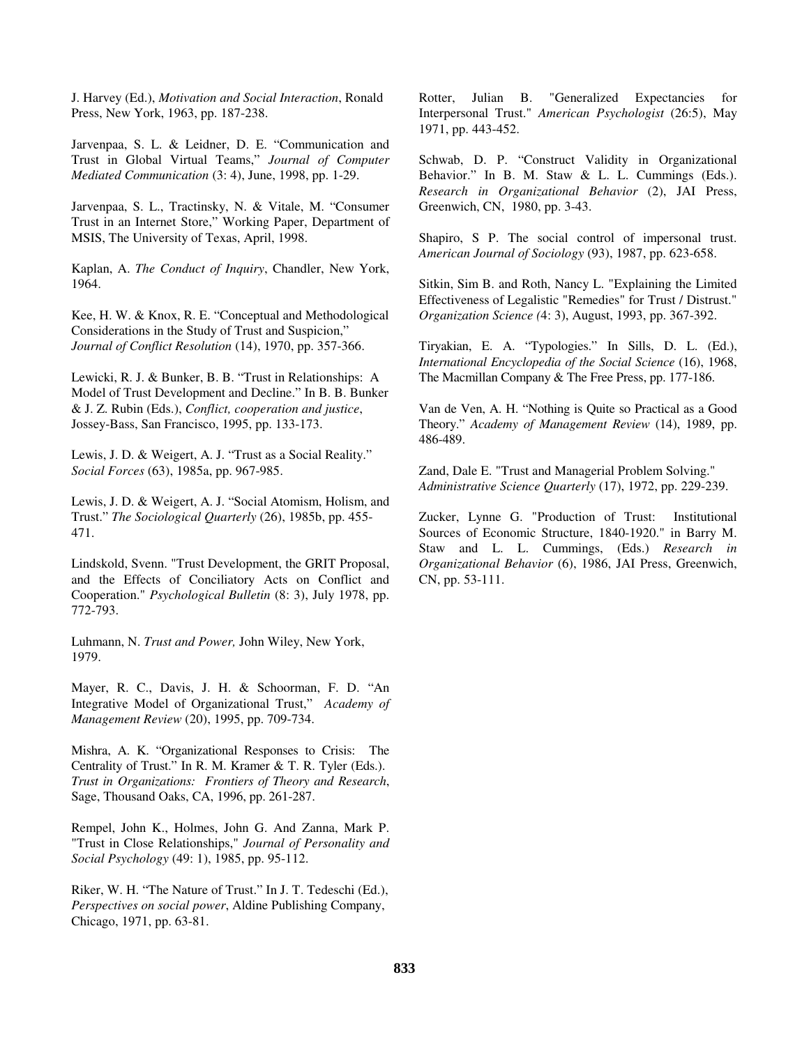J. Harvey (Ed.), *Motivation and Social Interaction*, Ronald Press, New York, 1963, pp. 187-238.

Jarvenpaa, S. L. & Leidner, D. E. "Communication and Trust in Global Virtual Teams," *Journal of Computer Mediated Communication* (3: 4), June, 1998, pp. 1-29.

Jarvenpaa, S. L., Tractinsky, N. & Vitale, M. "Consumer Trust in an Internet Store," Working Paper, Department of MSIS, The University of Texas, April, 1998.

Kaplan, A. *The Conduct of Inquiry*, Chandler, New York, 1964.

Kee, H. W. & Knox, R. E. "Conceptual and Methodological Considerations in the Study of Trust and Suspicion," *Journal of Conflict Resolution* (14), 1970, pp. 357-366.

Lewicki, R. J. & Bunker, B. B. "Trust in Relationships: A Model of Trust Development and Decline." In B. B. Bunker & J. Z. Rubin (Eds.), *Conflict, cooperation and justice*, Jossey-Bass, San Francisco, 1995, pp. 133-173.

Lewis, J. D. & Weigert, A. J. "Trust as a Social Reality." *Social Forces* (63), 1985a, pp. 967-985.

Lewis, J. D. & Weigert, A. J. "Social Atomism, Holism, and Trust." *The Sociological Quarterly* (26), 1985b, pp. 455-471.

Lindskold, Svenn. "Trust Development, the GRIT Proposal, and the Effects of Conciliatory Acts on Conflict and Cooperation." *Psychological Bulletin* (8: 3), July 1978, pp. 772-793.

Luhmann, N. *Trust and Power,* John Wiley, New York, 1979.

Mayer, R. C., Davis, J. H. & Schoorman, F. D. "An Integrative Model of Organizational Trust," *Academy of Management Review* (20), 1995, pp. 709-734.

Mishra, A. K. "Organizational Responses to Crisis: The Centrality of Trust." In R. M. Kramer & T. R. Tyler (Eds.). *Trust in Organizations: Frontiers of Theory and Research*, Sage, Thousand Oaks, CA, 1996, pp. 261-287.

Rempel, John K., Holmes, John G. And Zanna, Mark P. "Trust in Close Relationships," *Journal of Personality and Social Psychology* (49: 1), 1985, pp. 95-112.

Riker, W. H. "The Nature of Trust." In J. T. Tedeschi (Ed.), *Perspectives on social power*, Aldine Publishing Company, Chicago, 1971, pp. 63-81.

Rotter, Julian B. "Generalized Expectancies for Interpersonal Trust." *American Psychologist* (26:5), May 1971, pp. 443-452.

Schwab, D. P. "Construct Validity in Organizational Behavior." In B. M. Staw & L. L. Cummings (Eds.). *Research in Organizational Behavior* (2), JAI Press, Greenwich, CN, 1980, pp. 3-43.

Shapiro, S P. The social control of impersonal trust. *American Journal of Sociology* (93), 1987, pp. 623-658.

Sitkin, Sim B. and Roth, Nancy L. "Explaining the Limited Effectiveness of Legalistic "Remedies" for Trust / Distrust." *Organization Science (*4: 3), August, 1993, pp. 367-392.

Tiryakian, E. A. "Typologies." In Sills, D. L. (Ed.), *International Encyclopedia of the Social Science* (16), 1968, The Macmillan Company & The Free Press, pp. 177-186.

Van de Ven, A. H. "Nothing is Quite so Practical as a Good Theory." *Academy of Management Review* (14), 1989, pp. 486-489.

Zand, Dale E. "Trust and Managerial Problem Solving." *Administrative Science Quarterly* (17), 1972, pp. 229-239.

Zucker, Lynne G. "Production of Trust: Institutional Sources of Economic Structure, 1840-1920." in Barry M. Staw and L. L. Cummings, (Eds.) *Research in Organizational Behavior* (6), 1986, JAI Press, Greenwich, CN, pp. 53-111.